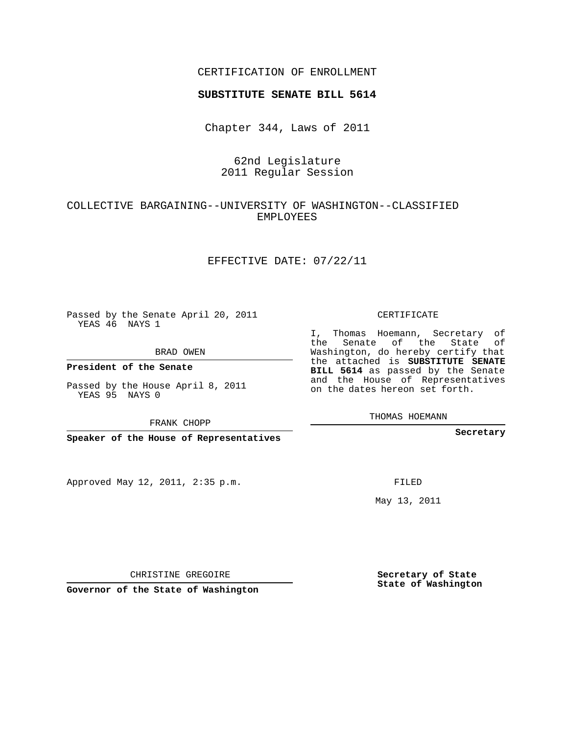CERTIFICATION OF ENROLLMENT

**SUBSTITUTE SENATE BILL 5614**

Chapter 344, Laws of 2011

62nd Legislature
2011 Regular Session

COLLECTIVE BARGAINING--UNIVERSITY OF WASHINGTON--CLASSIFIED EMPLOYEES

EFFECTIVE DATE: 07/22/11

Passed by the Senate April 20, 2011
YEAS 46 NAYS 1

BRAD OWEN

**President of the Senate**

Passed by the House April 8, 2011
YEAS 95 NAYS 0

FRANK CHOPP

**Speaker of the House of Representatives**

Approved May 12, 2011, 2:35 p.m.

CHRISTINE GREGOIRE

**Governor of the State of Washington**

CERTIFICATE

I, Thomas Hoemann, Secretary of the Senate of the State of Washington, do hereby certify that the attached is **SUBSTITUTE SENATE BILL 5614** as passed by the Senate and the House of Representatives on the dates hereon set forth.

THOMAS HOEMANN

**Secretary**

FILED

May 13, 2011

**Secretary of State**
**State of Washington**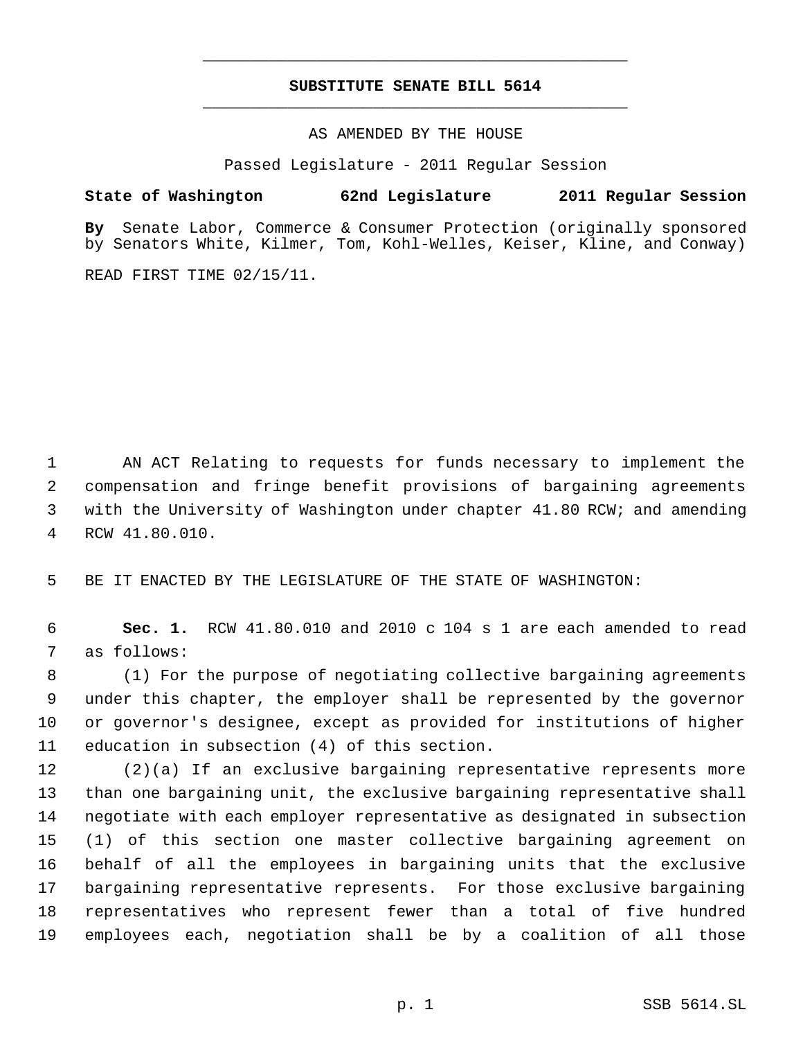# SUBSTITUTE SENATE BILL 5614

AS AMENDED BY THE HOUSE

Passed Legislature - 2011 Regular Session

**State of Washington 62nd Legislature 2011 Regular Session**

**By** Senate Labor, Commerce & Consumer Protection (originally sponsored by Senators White, Kilmer, Tom, Kohl-Welles, Keiser, Kline, and Conway)

READ FIRST TIME 02/15/11.

AN ACT Relating to requests for funds necessary to implement the compensation and fringe benefit provisions of bargaining agreements with the University of Washington under chapter 41.80 RCW; and amending RCW 41.80.010.

BE IT ENACTED BY THE LEGISLATURE OF THE STATE OF WASHINGTON:

**Sec. 1.** RCW 41.80.010 and 2010 c 104 s 1 are each amended to read as follows:

(1) For the purpose of negotiating collective bargaining agreements under this chapter, the employer shall be represented by the governor or governor's designee, except as provided for institutions of higher education in subsection (4) of this section.

(2)(a) If an exclusive bargaining representative represents more than one bargaining unit, the exclusive bargaining representative shall negotiate with each employer representative as designated in subsection (1) of this section one master collective bargaining agreement on behalf of all the employees in bargaining units that the exclusive bargaining representative represents. For those exclusive bargaining representatives who represent fewer than a total of five hundred employees each, negotiation shall be by a coalition of all those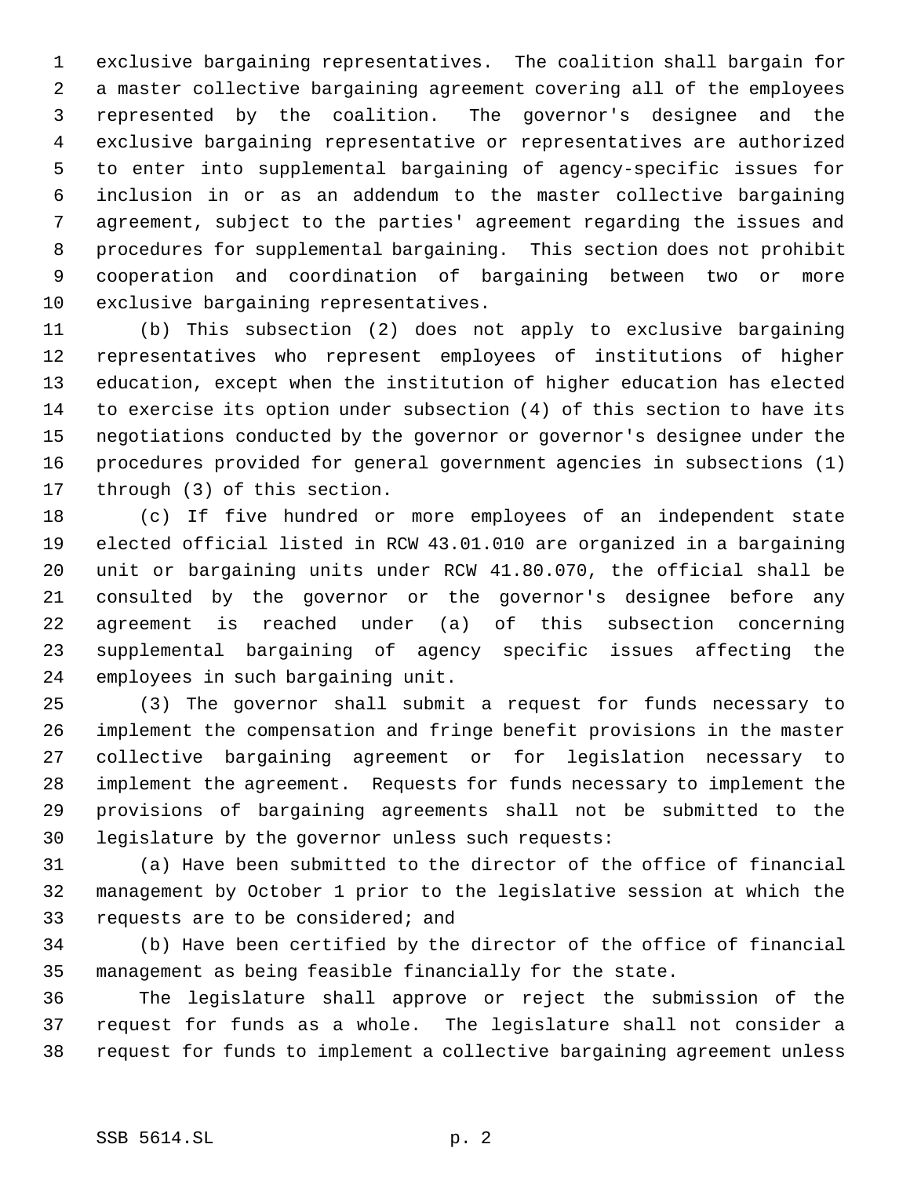exclusive bargaining representatives. The coalition shall bargain for a master collective bargaining agreement covering all of the employees represented by the coalition. The governor's designee and the exclusive bargaining representative or representatives are authorized to enter into supplemental bargaining of agency-specific issues for inclusion in or as an addendum to the master collective bargaining agreement, subject to the parties' agreement regarding the issues and procedures for supplemental bargaining. This section does not prohibit cooperation and coordination of bargaining between two or more exclusive bargaining representatives.

(b) This subsection (2) does not apply to exclusive bargaining representatives who represent employees of institutions of higher education, except when the institution of higher education has elected to exercise its option under subsection (4) of this section to have its negotiations conducted by the governor or governor's designee under the procedures provided for general government agencies in subsections (1) through (3) of this section.

(c) If five hundred or more employees of an independent state elected official listed in RCW 43.01.010 are organized in a bargaining unit or bargaining units under RCW 41.80.070, the official shall be consulted by the governor or the governor's designee before any agreement is reached under (a) of this subsection concerning supplemental bargaining of agency specific issues affecting the employees in such bargaining unit.

(3) The governor shall submit a request for funds necessary to implement the compensation and fringe benefit provisions in the master collective bargaining agreement or for legislation necessary to implement the agreement. Requests for funds necessary to implement the provisions of bargaining agreements shall not be submitted to the legislature by the governor unless such requests:

(a) Have been submitted to the director of the office of financial management by October 1 prior to the legislative session at which the requests are to be considered; and

(b) Have been certified by the director of the office of financial management as being feasible financially for the state.

The legislature shall approve or reject the submission of the request for funds as a whole. The legislature shall not consider a request for funds to implement a collective bargaining agreement unless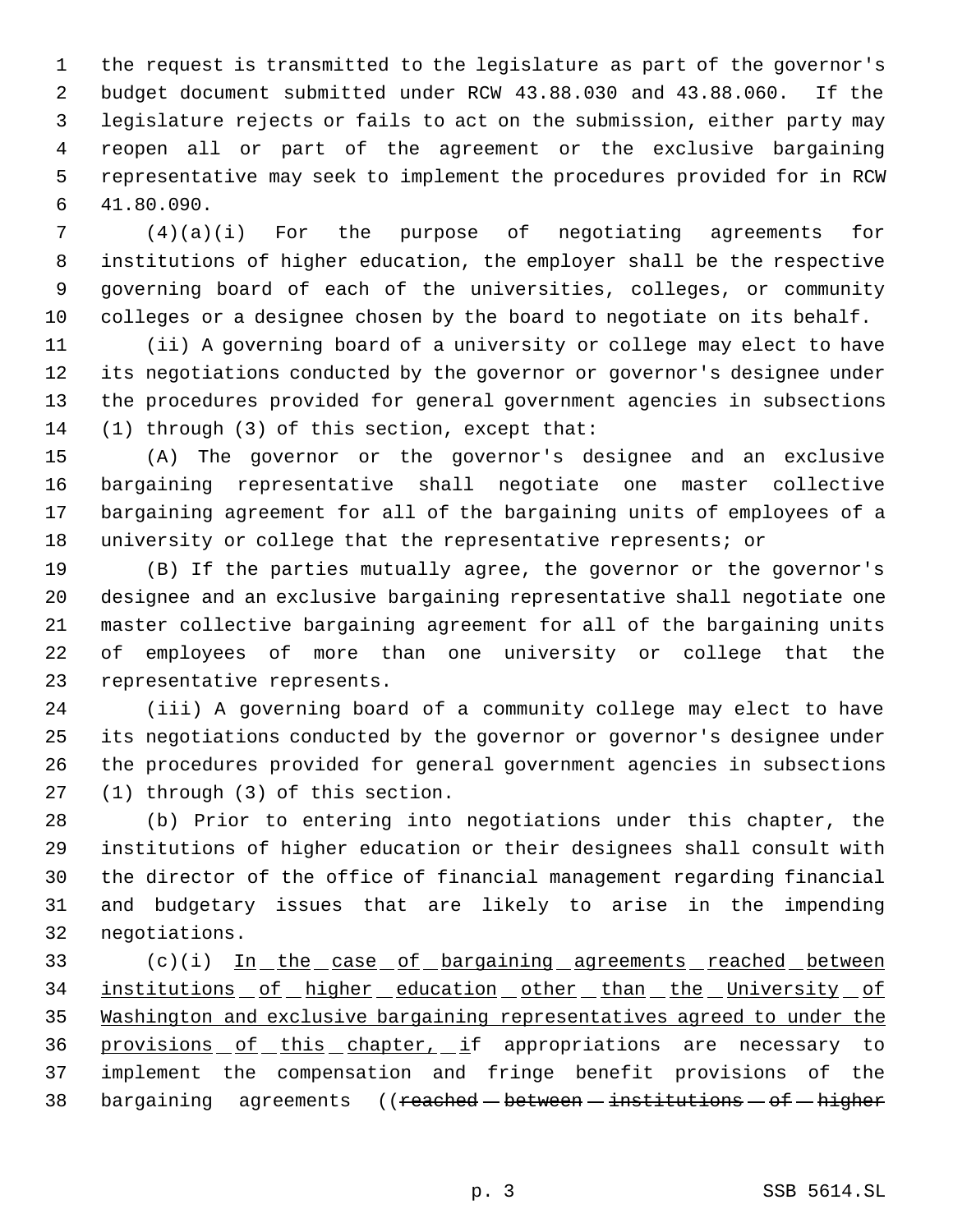the request is transmitted to the legislature as part of the governor's budget document submitted under RCW 43.88.030 and 43.88.060. If the legislature rejects or fails to act on the submission, either party may reopen all or part of the agreement or the exclusive bargaining representative may seek to implement the procedures provided for in RCW 41.80.090.

(4)(a)(i) For the purpose of negotiating agreements for institutions of higher education, the employer shall be the respective governing board of each of the universities, colleges, or community colleges or a designee chosen by the board to negotiate on its behalf.

(ii) A governing board of a university or college may elect to have its negotiations conducted by the governor or governor's designee under the procedures provided for general government agencies in subsections (1) through (3) of this section, except that:

(A) The governor or the governor's designee and an exclusive bargaining representative shall negotiate one master collective bargaining agreement for all of the bargaining units of employees of a university or college that the representative represents; or

(B) If the parties mutually agree, the governor or the governor's designee and an exclusive bargaining representative shall negotiate one master collective bargaining agreement for all of the bargaining units of employees of more than one university or college that the representative represents.

(iii) A governing board of a community college may elect to have its negotiations conducted by the governor or governor's designee under the procedures provided for general government agencies in subsections (1) through (3) of this section.

(b) Prior to entering into negotiations under this chapter, the institutions of higher education or their designees shall consult with the director of the office of financial management regarding financial and budgetary issues that are likely to arise in the impending negotiations.

(c)(i) <u>In the case of bargaining agreements reached between institutions of higher education other than the University of Washington and exclusive bargaining representatives agreed to under the provisions of this chapter, i</u>f appropriations are necessary to implement the compensation and fringe benefit provisions of the bargaining agreements ((~~reached between institutions of higher~~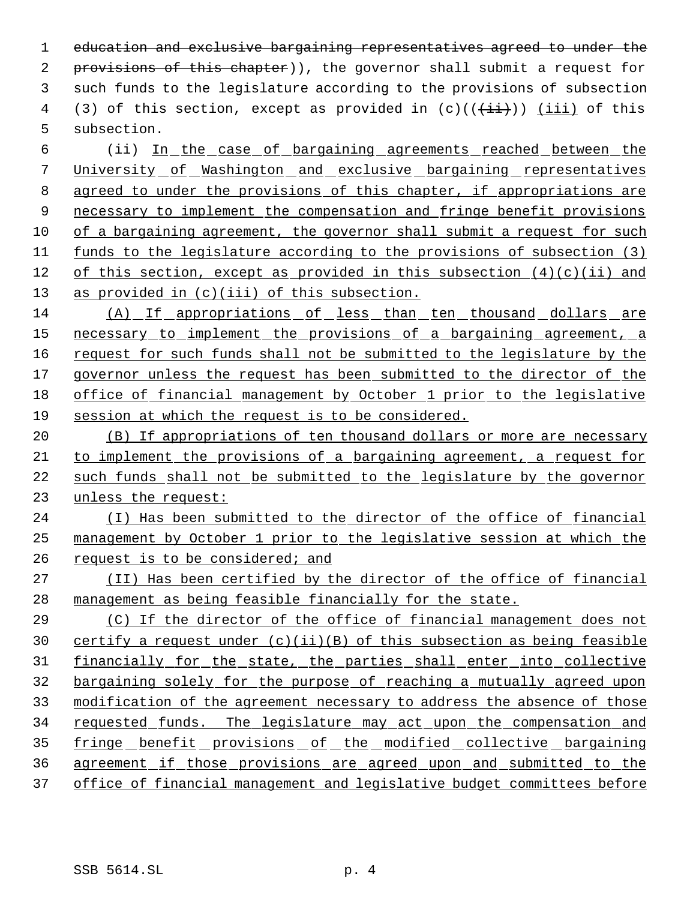~~education and exclusive bargaining representatives agreed to under the provisions of this chapter~~)), the governor shall submit a request for such funds to the legislature according to the provisions of subsection (3) of this section, except as provided in (c)((~~(ii)~~)) <u>(iii)</u> of this subsection.

(ii) <u>In the case of bargaining agreements reached between the University of Washington and exclusive bargaining representatives agreed to under the provisions of this chapter, if appropriations are necessary to implement the compensation and fringe benefit provisions of a bargaining agreement, the governor shall submit a request for such funds to the legislature according to the provisions of subsection (3) of this section, except as provided in this subsection (4)(c)(ii) and as provided in (c)(iii) of this subsection.</u>

<u>(A) If appropriations of less than ten thousand dollars are necessary to implement the provisions of a bargaining agreement, a request for such funds shall not be submitted to the legislature by the governor unless the request has been submitted to the director of the office of financial management by October 1 prior to the legislative session at which the request is to be considered.</u>

<u>(B) If appropriations of ten thousand dollars or more are necessary to implement the provisions of a bargaining agreement, a request for such funds shall not be submitted to the legislature by the governor unless the request:</u>

<u>(I) Has been submitted to the director of the office of financial management by October 1 prior to the legislative session at which the request is to be considered; and</u>

<u>(II) Has been certified by the director of the office of financial management as being feasible financially for the state.</u>

<u>(C) If the director of the office of financial management does not certify a request under (c)(ii)(B) of this subsection as being feasible financially for the state, the parties shall enter into collective bargaining solely for the purpose of reaching a mutually agreed upon modification of the agreement necessary to address the absence of those requested funds. The legislature may act upon the compensation and fringe benefit provisions of the modified collective bargaining agreement if those provisions are agreed upon and submitted to the office of financial management and legislative budget committees before</u>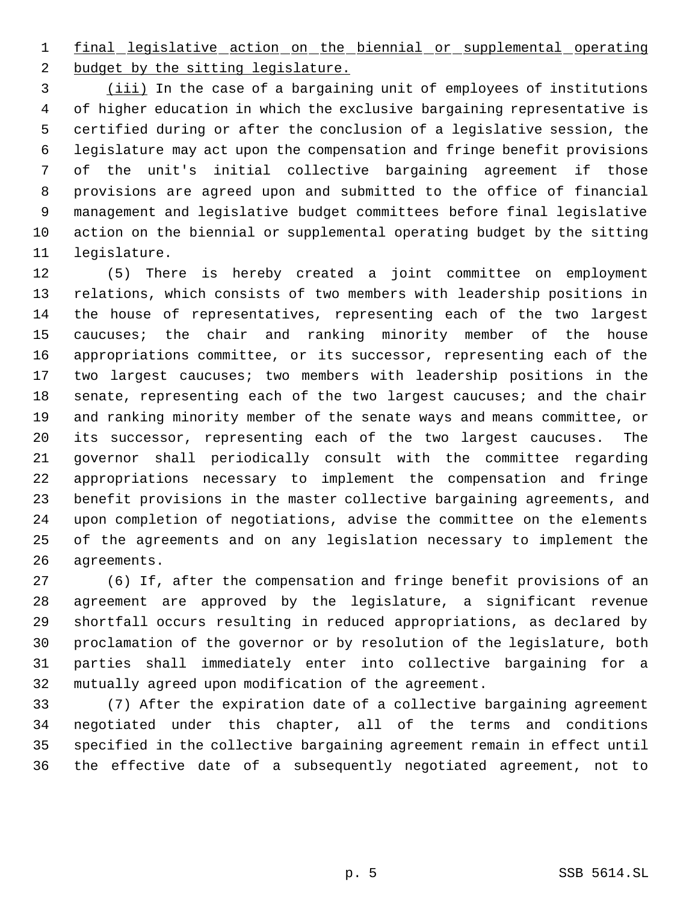final legislative action on the biennial or supplemental operating budget by the sitting legislature.

(iii) In the case of a bargaining unit of employees of institutions of higher education in which the exclusive bargaining representative is certified during or after the conclusion of a legislative session, the legislature may act upon the compensation and fringe benefit provisions of the unit's initial collective bargaining agreement if those provisions are agreed upon and submitted to the office of financial management and legislative budget committees before final legislative action on the biennial or supplemental operating budget by the sitting legislature.

(5) There is hereby created a joint committee on employment relations, which consists of two members with leadership positions in the house of representatives, representing each of the two largest caucuses; the chair and ranking minority member of the house appropriations committee, or its successor, representing each of the two largest caucuses; two members with leadership positions in the senate, representing each of the two largest caucuses; and the chair and ranking minority member of the senate ways and means committee, or its successor, representing each of the two largest caucuses. The governor shall periodically consult with the committee regarding appropriations necessary to implement the compensation and fringe benefit provisions in the master collective bargaining agreements, and upon completion of negotiations, advise the committee on the elements of the agreements and on any legislation necessary to implement the agreements.

(6) If, after the compensation and fringe benefit provisions of an agreement are approved by the legislature, a significant revenue shortfall occurs resulting in reduced appropriations, as declared by proclamation of the governor or by resolution of the legislature, both parties shall immediately enter into collective bargaining for a mutually agreed upon modification of the agreement.

(7) After the expiration date of a collective bargaining agreement negotiated under this chapter, all of the terms and conditions specified in the collective bargaining agreement remain in effect until the effective date of a subsequently negotiated agreement, not to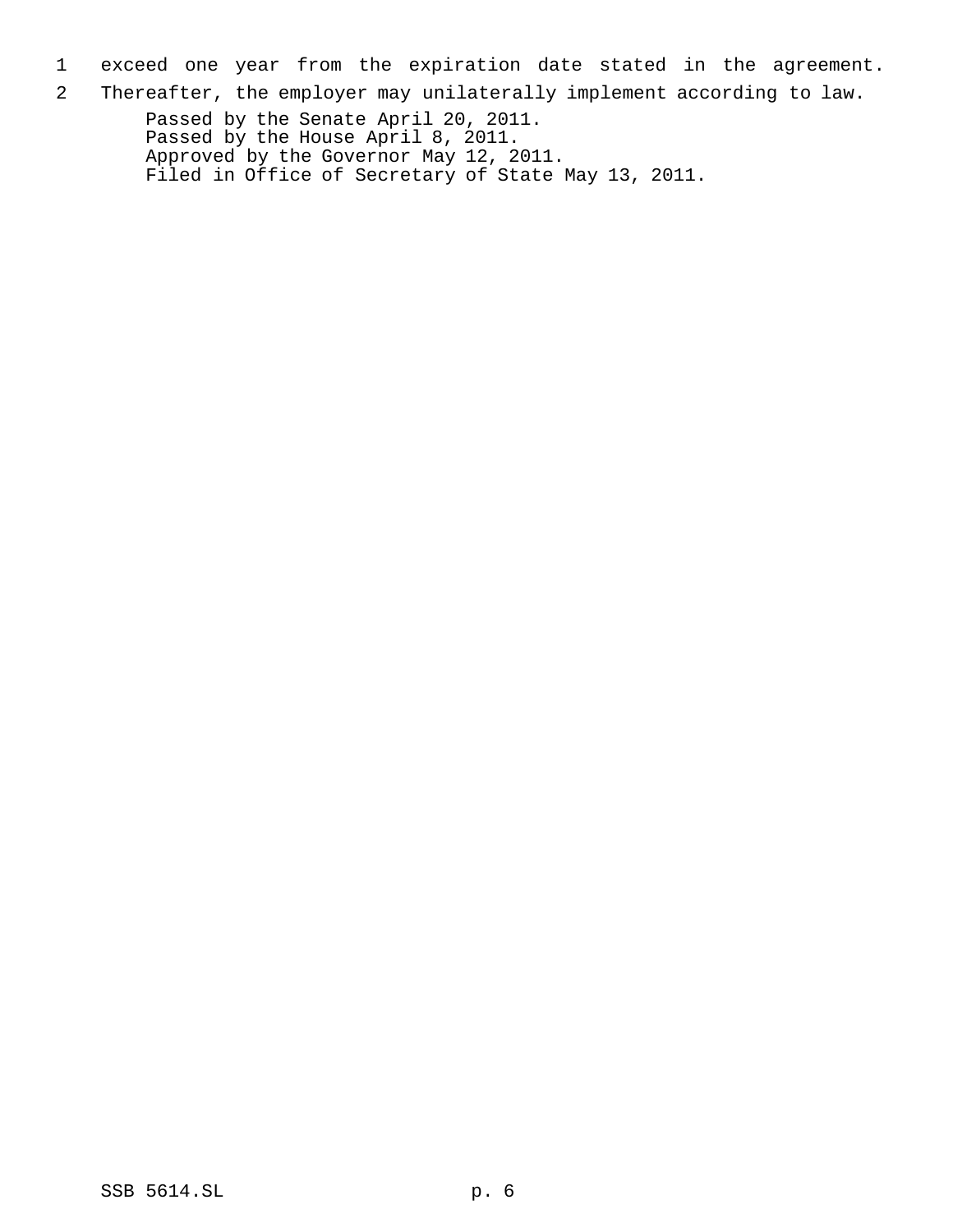exceed one year from the expiration date stated in the agreement. Thereafter, the employer may unilaterally implement according to law.

Passed by the Senate April 20, 2011.
Passed by the House April 8, 2011.
Approved by the Governor May 12, 2011.
Filed in Office of Secretary of State May 13, 2011.